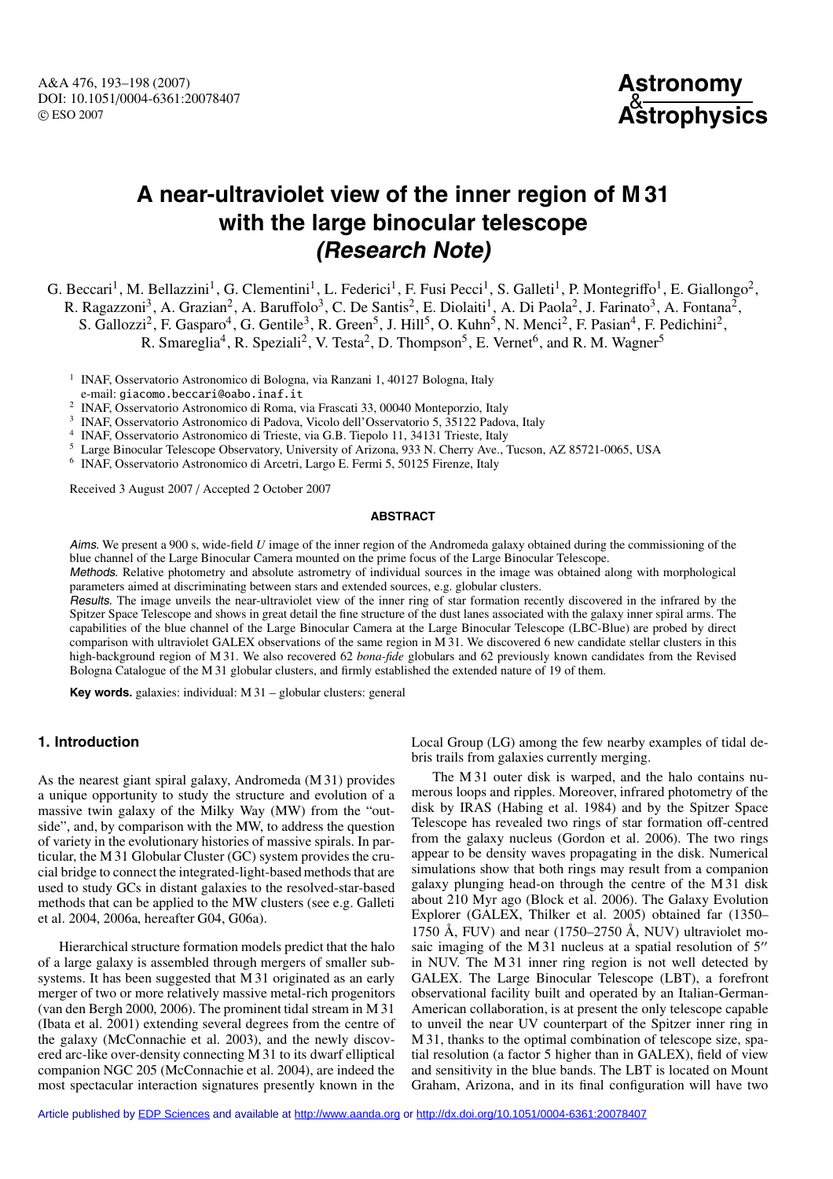# A near-ultraviolet view of the inner region of M 31 with the large binocular telescope

## *(Research Note)*

G. Beccari[1], M. Bellazzini[1], G. Clementini[1], L. Federici[1], F. Fusi Pecci[1], S. Galleti[1], P. Montegriffo[1], E. Giallongo[2], R. Ragazzoni[3], A. Grazian[2], A. Baruffolo[3], C. De Santis[2], E. Diolaiti[1], A. Di Paola[2], J. Farinato[3], A. Fontana[2], S. Gallozzi[2], F. Gasparo[4], G. Gentile[3], R. Green[5], J. Hill[5], O. Kuhn[5], N. Menci[2], F. Pasian[4], F. Pedichini[2], R. Smareglia[4], R. Speziali[2], V. Testa[2], D. Thompson[5], E. Vernet[6], and R. M. Wagner[5]

[1] INAF, Osservatorio Astronomico di Bologna, via Ranzani 1, 40127 Bologna, Italy
e-mail: giacomo.beccari@oabo.inaf.it
[2] INAF, Osservatorio Astronomico di Roma, via Frascati 33, 00040 Monteporzio, Italy
[3] INAF, Osservatorio Astronomico di Padova, Vicolo dell'Osservatorio 5, 35122 Padova, Italy
[4] INAF, Osservatorio Astronomico di Trieste, via G.B. Tiepolo 11, 34131 Trieste, Italy
[5] Large Binocular Telescope Observatory, University of Arizona, 933 N. Cherry Ave., Tucson, AZ 85721-0065, USA
[6] INAF, Osservatorio Astronomico di Arcetri, Largo E. Fermi 5, 50125 Firenze, Italy

Received 3 August 2007 / Accepted 2 October 2007

### ABSTRACT

*Aims.* We present a 900 s, wide-field *U* image of the inner region of the Andromeda galaxy obtained during the commissioning of the blue channel of the Large Binocular Camera mounted on the prime focus of the Large Binocular Telescope.

*Methods.* Relative photometry and absolute astrometry of individual sources in the image was obtained along with morphological parameters aimed at discriminating between stars and extended sources, e.g. globular clusters.

*Results.* The image unveils the near-ultraviolet view of the inner ring of star formation recently discovered in the infrared by the Spitzer Space Telescope and shows in great detail the fine structure of the dust lanes associated with the galaxy inner spiral arms. The capabilities of the blue channel of the Large Binocular Camera at the Large Binocular Telescope (LBC-Blue) are probed by direct comparison with ultraviolet GALEX observations of the same region in M 31. We discovered 6 new candidate stellar clusters in this high-background region of M 31. We also recovered 62 *bona-fide* globulars and 62 previously known candidates from the Revised Bologna Catalogue of the M 31 globular clusters, and firmly established the extended nature of 19 of them.

**Key words.** galaxies: individual: M 31 – globular clusters: general

## 1. Introduction

As the nearest giant spiral galaxy, Andromeda (M 31) provides a unique opportunity to study the structure and evolution of a massive twin galaxy of the Milky Way (MW) from the "outside", and, by comparison with the MW, to address the question of variety in the evolutionary histories of massive spirals. In particular, the M 31 Globular Cluster (GC) system provides the crucial bridge to connect the integrated-light-based methods that are used to study GCs in distant galaxies to the resolved-star-based methods that can be applied to the MW clusters (see e.g. Galleti et al. 2004, 2006a, hereafter G04, G06a).

Hierarchical structure formation models predict that the halo of a large galaxy is assembled through mergers of smaller subsystems. It has been suggested that M 31 originated as an early merger of two or more relatively massive metal-rich progenitors (van den Bergh 2000, 2006). The prominent tidal stream in M 31 (Ibata et al. 2001) extending several degrees from the centre of the galaxy (McConnachie et al. 2003), and the newly discovered arc-like over-density connecting M 31 to its dwarf elliptical companion NGC 205 (McConnachie et al. 2004), are indeed the most spectacular interaction signatures presently known in the Local Group (LG) among the few nearby examples of tidal debris trails from galaxies currently merging.

The M 31 outer disk is warped, and the halo contains numerous loops and ripples. Moreover, infrared photometry of the disk by IRAS (Habing et al. 1984) and by the Spitzer Space Telescope has revealed two rings of star formation off-centred from the galaxy nucleus (Gordon et al. 2006). The two rings appear to be density waves propagating in the disk. Numerical simulations show that both rings may result from a companion galaxy plunging head-on through the centre of the M 31 disk about 210 Myr ago (Block et al. 2006). The Galaxy Evolution Explorer (GALEX, Thilker et al. 2005) obtained far (1350–1750 Å, FUV) and near (1750–2750 Å, NUV) ultraviolet mosaic imaging of the M 31 nucleus at a spatial resolution of 5″ in NUV. The M 31 inner ring region is not well detected by GALEX. The Large Binocular Telescope (LBT), a forefront observational facility built and operated by an Italian-German-American collaboration, is at present the only telescope capable to unveil the near UV counterpart of the Spitzer inner ring in M 31, thanks to the optimal combination of telescope size, spatial resolution (a factor 5 higher than in GALEX), field of view and sensitivity in the blue bands. The LBT is located on Mount Graham, Arizona, and in its final configuration will have two

Article published by EDP Sciences and available at http://www.aanda.org or http://dx.doi.org/10.1051/0004-6361:20078407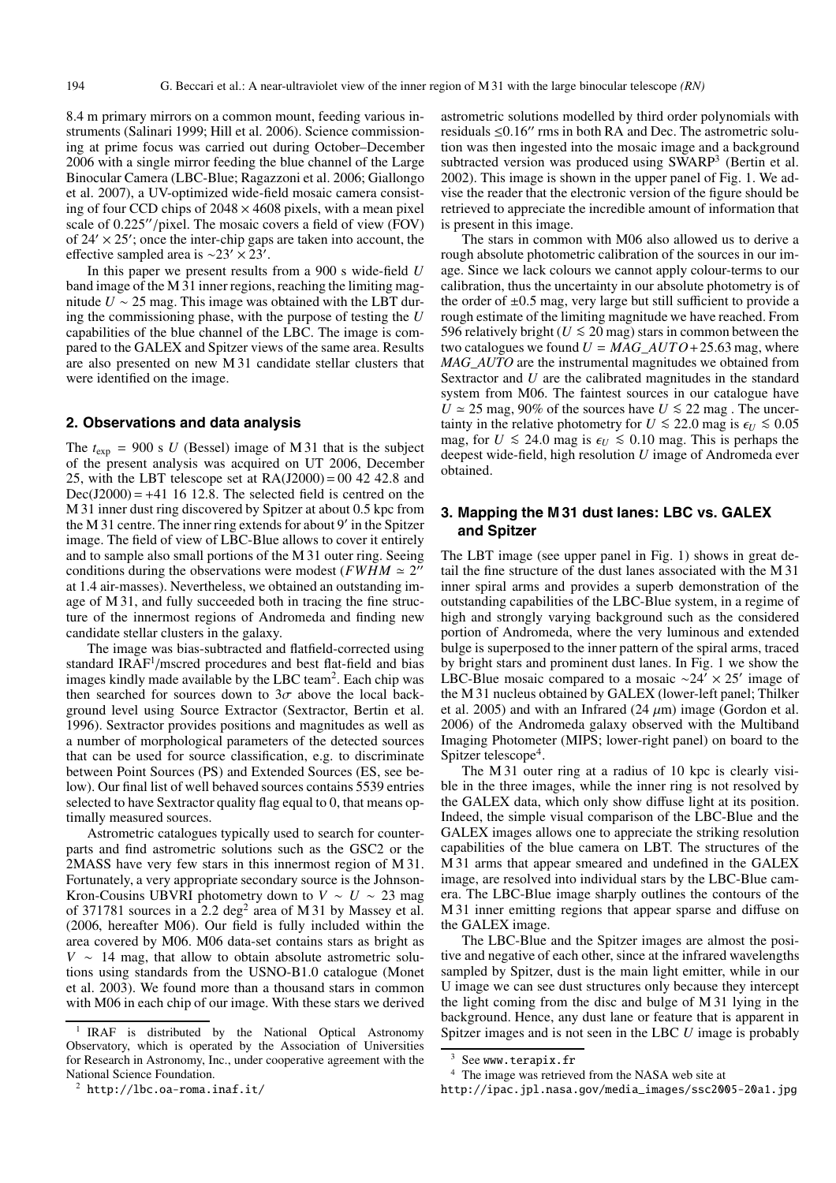8.4 m primary mirrors on a common mount, feeding various instruments (Salinari 1999; Hill et al. 2006). Science commissioning at prime focus was carried out during October–December 2006 with a single mirror feeding the blue channel of the Large Binocular Camera (LBC-Blue; Ragazzoni et al. 2006; Giallongo et al. 2007), a UV-optimized wide-field mosaic camera consisting of four CCD chips of $2048 \times 4608$ pixels, with a mean pixel scale of $0.225''$/pixel. The mosaic covers a field of view (FOV) of $24' \times 25'$; once the inter-chip gaps are taken into account, the effective sampled area is $\sim 23' \times 23'$.

In this paper we present results from a 900 s wide-field $U$ band image of the M 31 inner regions, reaching the limiting magnitude $U \sim 25$ mag. This image was obtained with the LBT during the commissioning phase, with the purpose of testing the $U$ capabilities of the blue channel of the LBC. The image is compared to the GALEX and Spitzer views of the same area. Results are also presented on new M 31 candidate stellar clusters that were identified on the image.

## 2. Observations and data analysis

The $t_{\rm exp} = 900$ s $U$ (Bessel) image of M 31 that is the subject of the present analysis was acquired on UT 2006, December 25, with the LBT telescope set at RA(J2000) = 00 42 42.8 and Dec(J2000) = +41 16 12.8. The selected field is centred on the M 31 inner dust ring discovered by Spitzer at about 0.5 kpc from the M 31 centre. The inner ring extends for about $9'$ in the Spitzer image. The field of view of LBC-Blue allows to cover it entirely and to sample also small portions of the M 31 outer ring. Seeing conditions during the observations were modest ($FWHM \simeq 2''$ at 1.4 air-masses). Nevertheless, we obtained an outstanding image of M 31, and fully succeeded both in tracing the fine structure of the innermost regions of Andromeda and finding new candidate stellar clusters in the galaxy.

The image was bias-subtracted and flatfield-corrected using standard IRAF[1]/mscred procedures and best flat-field and bias images kindly made available by the LBC team[2]. Each chip was then searched for sources down to $3\sigma$ above the local background level using Source Extractor (Sextractor, Bertin et al. 1996). Sextractor provides positions and magnitudes as well as a number of morphological parameters of the detected sources that can be used for source classification, e.g. to discriminate between Point Sources (PS) and Extended Sources (ES, see below). Our final list of well behaved sources contains 5539 entries selected to have Sextractor quality flag equal to 0, that means optimally measured sources.

Astrometric catalogues typically used to search for counterparts and find astrometric solutions such as the GSC2 or the 2MASS have very few stars in this innermost region of M 31. Fortunately, a very appropriate secondary source is the Johnson-Kron-Cousins UBVRI photometry down to $V \sim U \sim 23$ mag of 371781 sources in a 2.2 deg$^2$ area of M 31 by Massey et al. (2006, hereafter M06). Our field is fully included within the area covered by M06. M06 data-set contains stars as bright as $V \sim 14$ mag, that allow to obtain absolute astrometric solutions using standards from the USNO-B1.0 catalogue (Monet et al. 2003). We found more than a thousand stars in common with M06 in each chip of our image. With these stars we derived astrometric solutions modelled by third order polynomials with residuals $\leq 0.16''$ rms in both RA and Dec. The astrometric solution was then ingested into the mosaic image and a background subtracted version was produced using SWARP[3] (Bertin et al. 2002). This image is shown in the upper panel of Fig. 1. We advise the reader that the electronic version of the figure should be retrieved to appreciate the incredible amount of information that is present in this image.

The stars in common with M06 also allowed us to derive a rough absolute photometric calibration of the sources in our image. Since we lack colours we cannot apply colour-terms to our calibration, thus the uncertainty in our absolute photometry is of the order of $\pm 0.5$ mag, very large but still sufficient to provide a rough estimate of the limiting magnitude we have reached. From 596 relatively bright ($U \lesssim 20$ mag) stars in common between the two catalogues we found $U = MAG\_AUTO + 25.63$ mag, where $MAG\_AUTO$ are the instrumental magnitudes we obtained from Sextractor and $U$ are the calibrated magnitudes in the standard system from M06. The faintest sources in our catalogue have $U \simeq 25$ mag, 90% of the sources have $U \lesssim 22$ mag . The uncertainty in the relative photometry for $U \lesssim 22.0$ mag is $\epsilon_U \lesssim 0.05$ mag, for $U \lesssim 24.0$ mag is $\epsilon_U \lesssim 0.10$ mag. This is perhaps the deepest wide-field, high resolution $U$ image of Andromeda ever obtained.

## 3. Mapping the M 31 dust lanes: LBC vs. GALEX and Spitzer

The LBT image (see upper panel in Fig. 1) shows in great detail the fine structure of the dust lanes associated with the M 31 inner spiral arms and provides a superb demonstration of the outstanding capabilities of the LBC-Blue system, in a regime of high and strongly varying background such as the considered portion of Andromeda, where the very luminous and extended bulge is superposed to the inner pattern of the spiral arms, traced by bright stars and prominent dust lanes. In Fig. 1 we show the LBC-Blue mosaic compared to a mosaic $\sim 24' \times 25'$ image of the M 31 nucleus obtained by GALEX (lower-left panel; Thilker et al. 2005) and with an Infrared (24 $\mu$m) image (Gordon et al. 2006) of the Andromeda galaxy observed with the Multiband Imaging Photometer (MIPS; lower-right panel) on board to the Spitzer telescope[4].

The M 31 outer ring at a radius of 10 kpc is clearly visible in the three images, while the inner ring is not resolved by the GALEX data, which only show diffuse light at its position. Indeed, the simple visual comparison of the LBC-Blue and the GALEX images allows one to appreciate the striking resolution capabilities of the blue camera on LBT. The structures of the M 31 arms that appear smeared and undefined in the GALEX image, are resolved into individual stars by the LBC-Blue camera. The LBC-Blue image sharply outlines the contours of the M 31 inner emitting regions that appear sparse and diffuse on the GALEX image.

The LBC-Blue and the Spitzer images are almost the positive and negative of each other, since at the infrared wavelengths sampled by Spitzer, dust is the main light emitter, while in our U image we can see dust structures only because they intercept the light coming from the disc and bulge of M 31 lying in the background. Hence, any dust lane or feature that is apparent in Spitzer images and is not seen in the LBC $U$ image is probably

[1] IRAF is distributed by the National Optical Astronomy Observatory, which is operated by the Association of Universities for Research in Astronomy, Inc., under cooperative agreement with the National Science Foundation.

[2] http://lbc.oa-roma.inaf.it/

[3] See www.terapix.fr

[4] The image was retrieved from the NASA web site at http://ipac.jpl.nasa.gov/media_images/ssc2005-20a1.jpg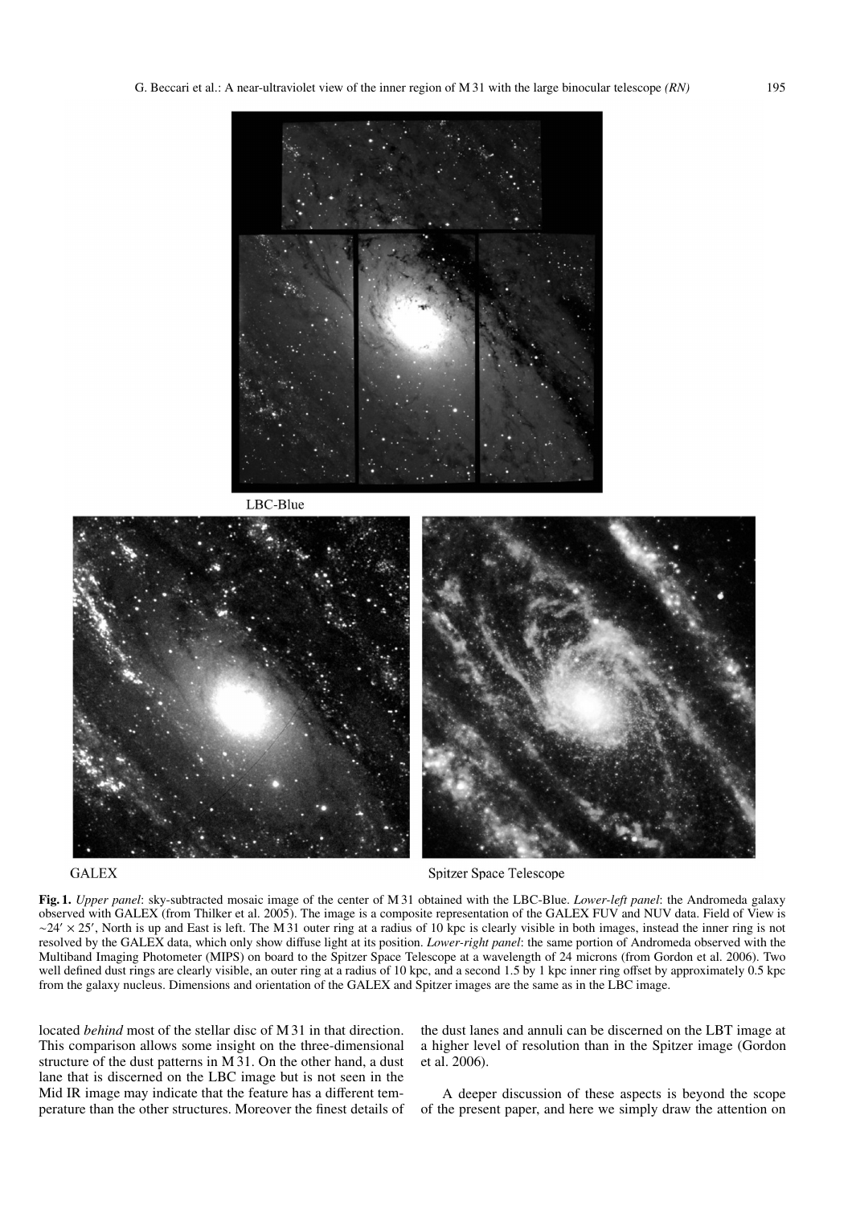LBC-Blue

GALEX

Spitzer Space Telescope

**Fig. 1.** *Upper panel*: sky-subtracted mosaic image of the center of M 31 obtained with the LBC-Blue. *Lower-left panel*: the Andromeda galaxy observed with GALEX (from Thilker et al. 2005). The image is a composite representation of the GALEX FUV and NUV data. Field of View is $\sim 24' \times 25'$, North is up and East is left. The M 31 outer ring at a radius of 10 kpc is clearly visible in both images, instead the inner ring is not resolved by the GALEX data, which only show diffuse light at its position. *Lower-right panel*: the same portion of Andromeda observed with the Multiband Imaging Photometer (MIPS) on board to the Spitzer Space Telescope at a wavelength of 24 microns (from Gordon et al. 2006). Two well defined dust rings are clearly visible, an outer ring at a radius of 10 kpc, and a second 1.5 by 1 kpc inner ring offset by approximately 0.5 kpc from the galaxy nucleus. Dimensions and orientation of the GALEX and Spitzer images are the same as in the LBC image.

located *behind* most of the stellar disc of M 31 in that direction. This comparison allows some insight on the three-dimensional structure of the dust patterns in M 31. On the other hand, a dust lane that is discerned on the LBC image but is not seen in the Mid IR image may indicate that the feature has a different temperature than the other structures. Moreover the finest details of the dust lanes and annuli can be discerned on the LBT image at a higher level of resolution than in the Spitzer image (Gordon et al. 2006).

A deeper discussion of these aspects is beyond the scope of the present paper, and here we simply draw the attention on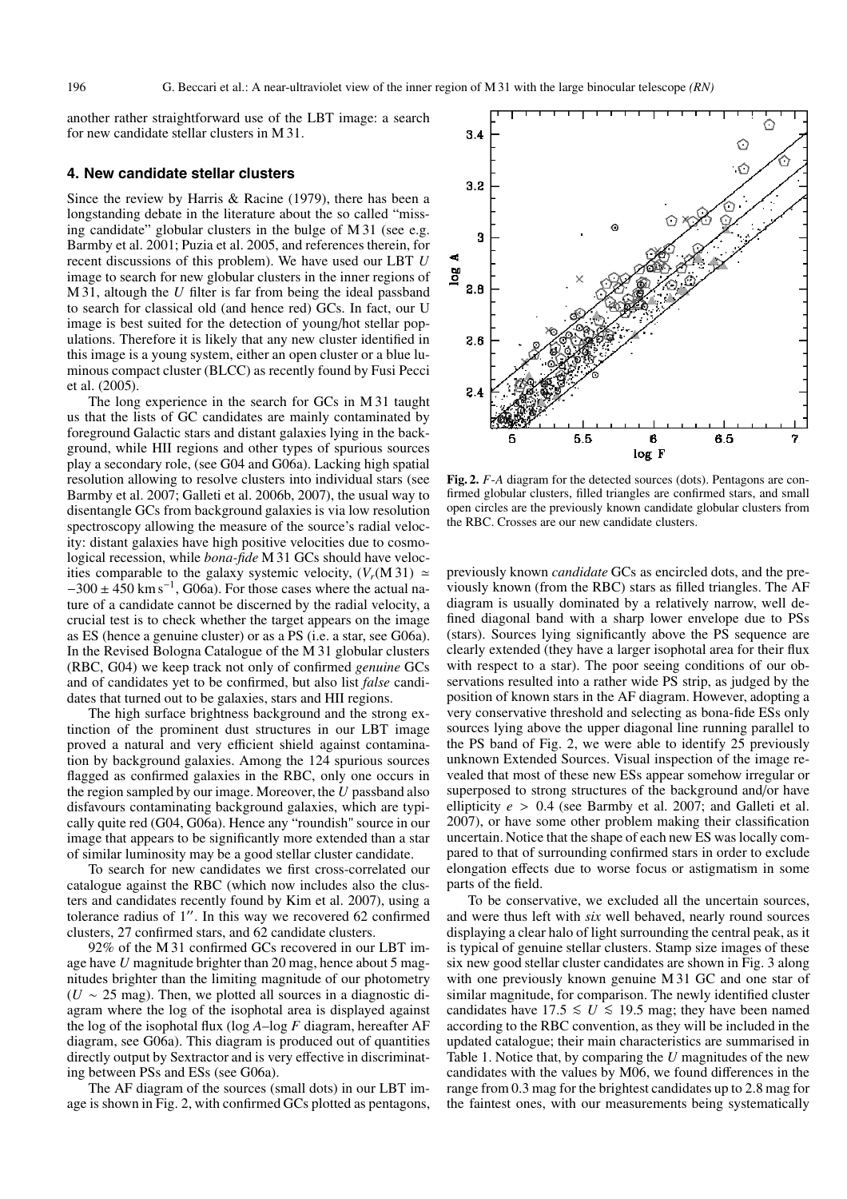another rather straightforward use of the LBT image: a search for new candidate stellar clusters in M 31.

## 4. New candidate stellar clusters

Since the review by Harris & Racine (1979), there has been a longstanding debate in the literature about the so called "missing candidate" globular clusters in the bulge of M 31 (see e.g. Barmby et al. 2001; Puzia et al. 2005, and references therein, for recent discussions of this problem). We have used our LBT $U$ image to search for new globular clusters in the inner regions of M 31, altough the $U$ filter is far from being the ideal passband to search for classical old (and hence red) GCs. In fact, our U image is best suited for the detection of young/hot stellar populations. Therefore it is likely that any new cluster identified in this image is a young system, either an open cluster or a blue luminous compact cluster (BLCC) as recently found by Fusi Pecci et al. (2005).

The long experience in the search for GCs in M 31 taught us that the lists of GC candidates are mainly contaminated by foreground Galactic stars and distant galaxies lying in the background, while HII regions and other types of spurious sources play a secondary role, (see G04 and G06a). Lacking high spatial resolution allowing to resolve clusters into individual stars (see Barmby et al. 2007; Galleti et al. 2006b, 2007), the usual way to disentangle GCs from background galaxies is via low resolution spectroscopy allowing the measure of the source's radial velocity: distant galaxies have high positive velocities due to cosmological recession, while *bona-fide* M 31 GCs should have velocities comparable to the galaxy systemic velocity, ($V_r$(M 31) $\simeq -300 \pm 450$ km s$^{-1}$, G06a). For those cases where the actual nature of a candidate cannot be discerned by the radial velocity, a crucial test is to check whether the target appears on the image as ES (hence a genuine cluster) or as a PS (i.e. a star, see G06a). In the Revised Bologna Catalogue of the M 31 globular clusters (RBC, G04) we keep track not only of confirmed *genuine* GCs and of candidates yet to be confirmed, but also list *false* candidates that turned out to be galaxies, stars and HII regions.

The high surface brightness background and the strong extinction of the prominent dust structures in our LBT image proved a natural and very efficient shield against contamination by background galaxies. Among the 124 spurious sources flagged as confirmed galaxies in the RBC, only one occurs in the region sampled by our image. Moreover, the $U$ passband also disfavours contaminating background galaxies, which are typically quite red (G04, G06a). Hence any "roundish" source in our image that appears to be significantly more extended than a star of similar luminosity may be a good stellar cluster candidate.

To search for new candidates we first cross-correlated our catalogue against the RBC (which now includes also the clusters and candidates recently found by Kim et al. 2007), using a tolerance radius of 1″. In this way we recovered 62 confirmed clusters, 27 confirmed stars, and 62 candidate clusters.

92% of the M 31 confirmed GCs recovered in our LBT image have $U$ magnitude brighter than 20 mag, hence about 5 magnitudes brighter than the limiting magnitude of our photometry ($U \sim 25$ mag). Then, we plotted all sources in a diagnostic diagram where the log of the isophotal area is displayed against the log of the isophotal flux (log $A$–log $F$ diagram, hereafter AF diagram, see G06a). This diagram is produced out of quantities directly output by Sextractor and is very effective in discriminating between PSs and ESs (see G06a).

The AF diagram of the sources (small dots) in our LBT image is shown in Fig. 2, with confirmed GCs plotted as pentagons, previously known *candidate* GCs as encircled dots, and the previously known (from the RBC) stars as filled triangles. The AF diagram is usually dominated by a relatively narrow, well defined diagonal band with a sharp lower envelope due to PSs (stars). Sources lying significantly above the PS sequence are clearly extended (they have a larger isophotal area for their flux with respect to a star). The poor seeing conditions of our observations resulted into a rather wide PS strip, as judged by the position of known stars in the AF diagram. However, adopting a very conservative threshold and selecting as bona-fide ESs only sources lying above the upper diagonal line running parallel to the PS band of Fig. 2, we were able to identify 25 previously unknown Extended Sources. Visual inspection of the image revealed that most of these new ESs appear somehow irregular or superposed to strong structures of the background and/or have ellipticity $e > 0.4$ (see Barmby et al. 2007; and Galleti et al. 2007), or have some other problem making their classification uncertain. Notice that the shape of each new ES was locally compared to that of surrounding confirmed stars in order to exclude elongation effects due to worse focus or astigmatism in some parts of the field.

**Fig. 2.** *F*-*A* diagram for the detected sources (dots). Pentagons are confirmed globular clusters, filled triangles are confirmed stars, and small open circles are the previously known candidate globular clusters from the RBC. Crosses are our new candidate clusters.

To be conservative, we excluded all the uncertain sources, and were thus left with *six* well behaved, nearly round sources displaying a clear halo of light surrounding the central peak, as it is typical of genuine stellar clusters. Stamp size images of these six new good stellar cluster candidates are shown in Fig. 3 along with one previously known genuine M 31 GC and one star of similar magnitude, for comparison. The newly identified cluster candidates have $17.5 \lesssim U \lesssim 19.5$ mag; they have been named according to the RBC convention, as they will be included in the updated catalogue; their main characteristics are summarised in Table 1. Notice that, by comparing the $U$ magnitudes of the new candidates with the values by M06, we found differences in the range from 0.3 mag for the brightest candidates up to 2.8 mag for the faintest ones, with our measurements being systematically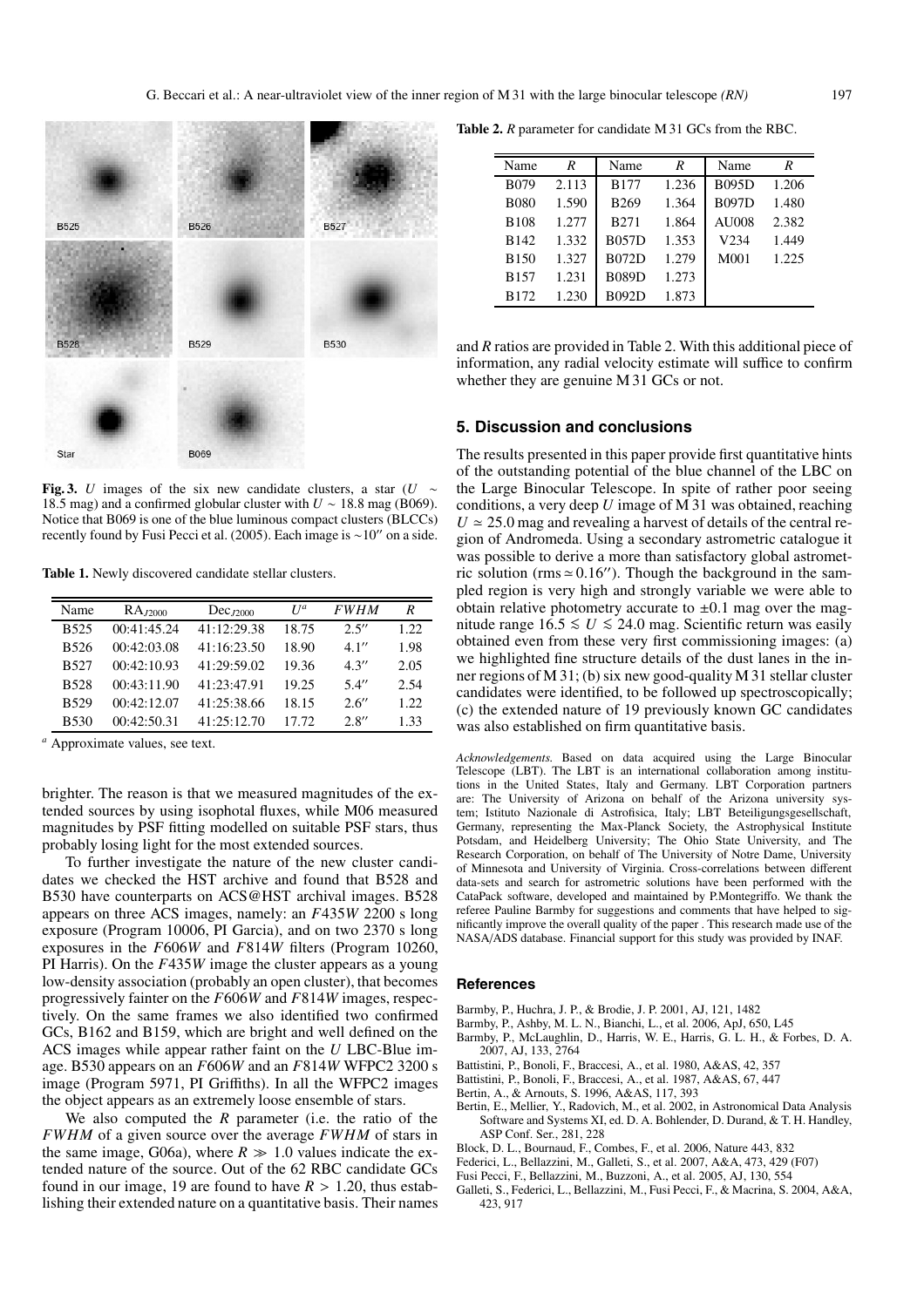**Fig. 3.** $U$ images of the six new candidate clusters, a star ($U \sim$ 18.5 mag) and a confirmed globular cluster with $U \sim 18.8$ mag (B069). Notice that B069 is one of the blue luminous compact clusters (BLCCs) recently found by Fusi Pecci et al. (2005). Each image is $\sim 10''$ on a side.

**Table 1.** Newly discovered candidate stellar clusters.

| Name | $RA_{J2000}$ | $Dec_{J2000}$ | $U^a$ | $FWHM$ | $R$ |
|---|---|---|---|---|---|
| B525 | 00:41:45.24 | 41:12:29.38 | 18.75 | 2.5″ | 1.22 |
| B526 | 00:42:03.08 | 41:16:23.50 | 18.90 | 4.1″ | 1.98 |
| B527 | 00:42:10.93 | 41:29:59.02 | 19.36 | 4.3″ | 2.05 |
| B528 | 00:43:11.90 | 41:23:47.91 | 19.25 | 5.4″ | 2.54 |
| B529 | 00:42:12.07 | 41:25:38.66 | 18.15 | 2.6″ | 1.22 |
| B530 | 00:42:50.31 | 41:25:12.70 | 17.72 | 2.8″ | 1.33 |

[a] Approximate values, see text.

brighter. The reason is that we measured magnitudes of the extended sources by using isophotal fluxes, while M06 measured magnitudes by PSF fitting modelled on suitable PSF stars, thus probably losing light for the most extended sources.

To further investigate the nature of the new cluster candidates we checked the HST archive and found that B528 and B530 have counterparts on ACS@HST archival images. B528 appears on three ACS images, namely: an $F435W$ 2200 s long exposure (Program 10006, PI Garcia), and on two 2370 s long exposures in the $F606W$ and $F814W$ filters (Program 10260, PI Harris). On the $F435W$ image the cluster appears as a young low-density association (probably an open cluster), that becomes progressively fainter on the $F606W$ and $F814W$ images, respectively. On the same frames we also identified two confirmed GCs, B162 and B159, which are bright and well defined on the ACS images while appear rather faint on the $U$ LBC-Blue image. B530 appears on an $F606W$ and an $F814W$ WFPC2 3200 s image (Program 5971, PI Griffiths). In all the WFPC2 images the object appears as an extremely loose ensemble of stars.

We also computed the $R$ parameter (i.e. the ratio of the $FWHM$ of a given source over the average $FWHM$ of stars in the same image, G06a), where $R \gg 1.0$ values indicate the extended nature of the source. Out of the 62 RBC candidate GCs found in our image, 19 are found to have $R > 1.20$, thus establishing their extended nature on a quantitative basis. Their names and $R$ ratios are provided in Table 2. With this additional piece of information, any radial velocity estimate will suffice to confirm whether they are genuine M 31 GCs or not.

**Table 2.** $R$ parameter for candidate M 31 GCs from the RBC.

| Name | $R$ | Name | $R$ | Name | $R$ |
|---|---|---|---|---|---|
| B079 | 2.113 | B177 | 1.236 | B095D | 1.206 |
| B080 | 1.590 | B269 | 1.364 | B097D | 1.480 |
| B108 | 1.277 | B271 | 1.864 | AU008 | 2.382 |
| B142 | 1.332 | B057D | 1.353 | V234 | 1.449 |
| B150 | 1.327 | B072D | 1.279 | M001 | 1.225 |
| B157 | 1.231 | B089D | 1.273 | | |
| B172 | 1.230 | B092D | 1.873 | | |

## 5. Discussion and conclusions

The results presented in this paper provide first quantitative hints of the outstanding potential of the blue channel of the LBC on the Large Binocular Telescope. In spite of rather poor seeing conditions, a very deep $U$ image of M 31 was obtained, reaching $U \simeq 25.0$ mag and revealing a harvest of details of the central region of Andromeda. Using a secondary astrometric catalogue it was possible to derive a more than satisfactory global astrometric solution (rms $\simeq 0.16''$). Though the background in the sampled region is very high and strongly variable we were able to obtain relative photometry accurate to $\pm 0.1$ mag over the magnitude range $16.5 \lesssim U \lesssim 24.0$ mag. Scientific return was easily obtained even from these very first commissioning images: (a) we highlighted fine structure details of the dust lanes in the inner regions of M 31; (b) six new good-quality M 31 stellar cluster candidates were identified, to be followed up spectroscopically; (c) the extended nature of 19 previously known GC candidates was also established on firm quantitative basis.

*Acknowledgements.* Based on data acquired using the Large Binocular Telescope (LBT). The LBT is an international collaboration among institutions in the United States, Italy and Germany. LBT Corporation partners are: The University of Arizona on behalf of the Arizona university system; Istituto Nazionale di Astrofisica, Italy; LBT Beteiligungsgesellschaft, Germany, representing the Max-Planck Society, the Astrophysical Institute Potsdam, and Heidelberg University; The Ohio State University, and The Research Corporation, on behalf of The University of Notre Dame, University of Minnesota and University of Virginia. Cross-correlations between different data-sets and search for astrometric solutions have been performed with the CataPack software, developed and maintained by P.Montegriffo. We thank the referee Pauline Barmby for suggestions and comments that have helped to significantly improve the overall quality of the paper . This research made use of the NASA/ADS database. Financial support for this study was provided by INAF.

## References

Barmby, P., Huchra, J. P., & Brodie, J. P. 2001, AJ, 121, 1482
Barmby, P., Ashby, M. L. N., Bianchi, L., et al. 2006, ApJ, 650, L45
Barmby, P., McLaughlin, D., Harris, W. E., Harris, G. L. H., & Forbes, D. A. 2007, AJ, 133, 2764
Battistini, P., Bonoli, F., Braccesi, A., et al. 1980, A&AS, 42, 357
Battistini, P., Bonoli, F., Braccesi, A., et al. 1987, A&AS, 67, 447
Bertin, A., & Arnouts, S. 1996, A&AS, 117, 393
Bertin, E., Mellier, Y., Radovich, M., et al. 2002, in Astronomical Data Analysis Software and Systems XI, ed. D. A. Bohlender, D. Durand, & T. H. Handley, ASP Conf. Ser., 281, 228
Block, D. L., Bournaud, F., Combes, F., et al. 2006, Nature 443, 832
Federici, L., Bellazzini, M., Galleti, S., et al. 2007, A&A, 473, 429 (F07)
Fusi Pecci, F., Bellazzini, M., Buzzoni, A., et al. 2005, AJ, 130, 554
Galleti, S., Federici, L., Bellazzini, M., Fusi Pecci, F., & Macrina, S. 2004, A&A, 423, 917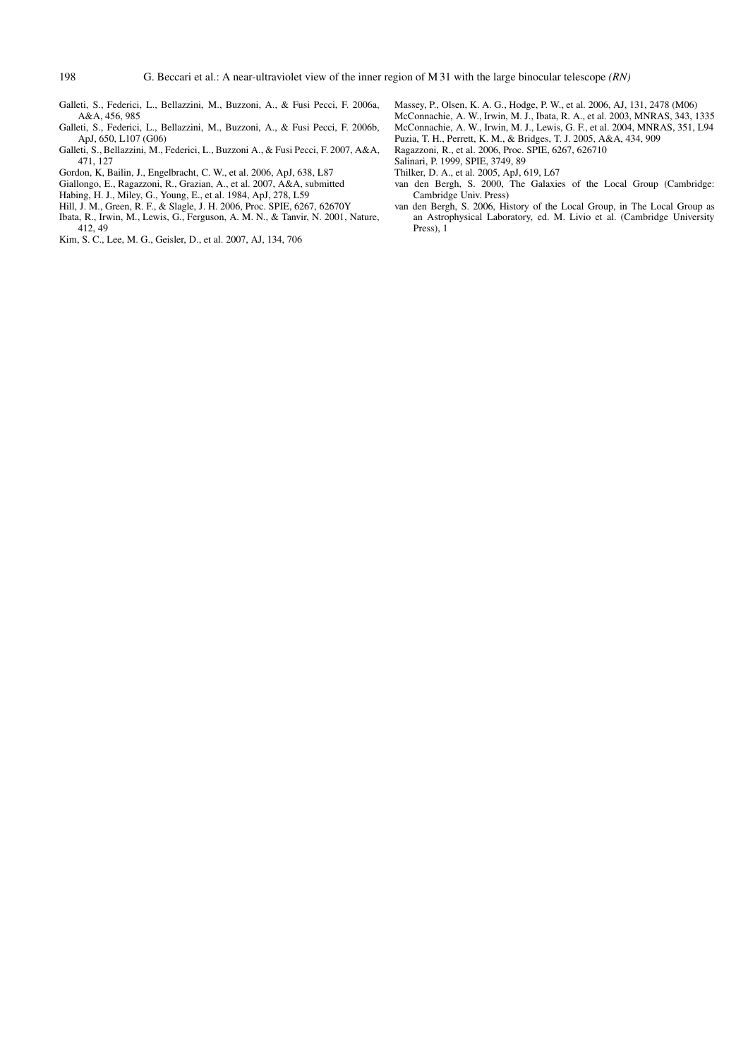Galleti, S., Federici, L., Bellazzini, M., Buzzoni, A., & Fusi Pecci, F. 2006a, A&A, 456, 985

Galleti, S., Federici, L., Bellazzini, M., Buzzoni, A., & Fusi Pecci, F. 2006b, ApJ, 650, L107 (G06)

Galleti, S., Bellazzini, M., Federici, L., Buzzoni A., & Fusi Pecci, F. 2007, A&A, 471, 127

Gordon, K, Bailin, J., Engelbracht, C. W., et al. 2006, ApJ, 638, L87

Giallongo, E., Ragazzoni, R., Grazian, A., et al. 2007, A&A, submitted

Habing, H. J., Miley, G., Young, E., et al. 1984, ApJ, 278, L59

Hill, J. M., Green, R. F., & Slagle, J. H. 2006, Proc. SPIE, 6267, 62670Y

Ibata, R., Irwin, M., Lewis, G., Ferguson, A. M. N., & Tanvir, N. 2001, Nature, 412, 49

Kim, S. C., Lee, M. G., Geisler, D., et al. 2007, AJ, 134, 706

Massey, P., Olsen, K. A. G., Hodge, P. W., et al. 2006, AJ, 131, 2478 (M06)

McConnachie, A. W., Irwin, M. J., Ibata, R. A., et al. 2003, MNRAS, 343, 1335

McConnachie, A. W., Irwin, M. J., Lewis, G. F., et al. 2004, MNRAS, 351, L94

Puzia, T. H., Perrett, K. M., & Bridges, T. J. 2005, A&A, 434, 909

Ragazzoni, R., et al. 2006, Proc. SPIE, 6267, 626710

Salinari, P. 1999, SPIE, 3749, 89

Thilker, D. A., et al. 2005, ApJ, 619, L67

van den Bergh, S. 2000, The Galaxies of the Local Group (Cambridge: Cambridge Univ. Press)

van den Bergh, S. 2006, History of the Local Group, in The Local Group as an Astrophysical Laboratory, ed. M. Livio et al. (Cambridge University Press), 1